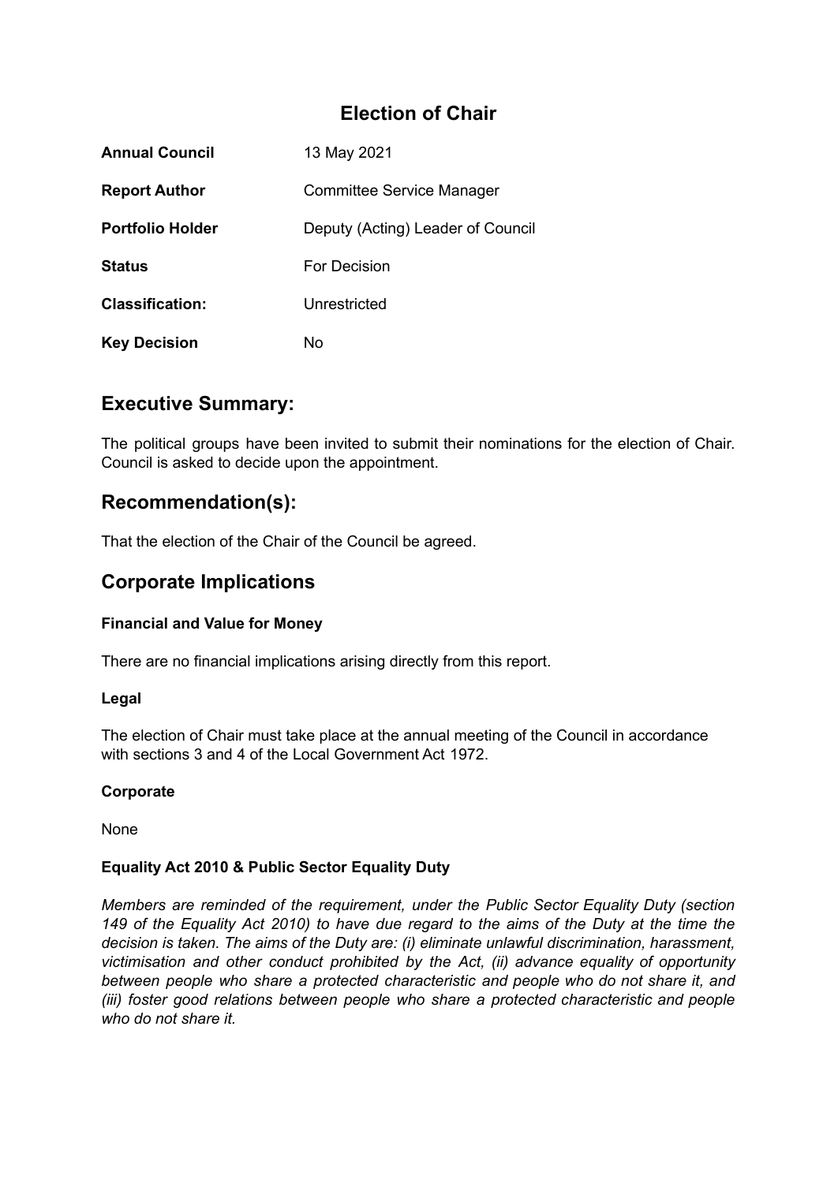# Election of Chair

| | |
|---|---|
| **Annual Council** | 13 May 2021 |
| **Report Author** | Committee Service Manager |
| **Portfolio Holder** | Deputy (Acting) Leader of Council |
| **Status** | For Decision |
| **Classification:** | Unrestricted |
| **Key Decision** | No |

## Executive Summary:

The political groups have been invited to submit their nominations for the election of Chair. Council is asked to decide upon the appointment.

## Recommendation(s):

That the election of the Chair of the Council be agreed.

## Corporate Implications

### Financial and Value for Money

There are no financial implications arising directly from this report.

### Legal

The election of Chair must take place at the annual meeting of the Council in accordance with sections 3 and 4 of the Local Government Act 1972.

### Corporate

None

### Equality Act 2010 & Public Sector Equality Duty

*Members are reminded of the requirement, under the Public Sector Equality Duty (section 149 of the Equality Act 2010) to have due regard to the aims of the Duty at the time the decision is taken. The aims of the Duty are: (i) eliminate unlawful discrimination, harassment, victimisation and other conduct prohibited by the Act, (ii) advance equality of opportunity between people who share a protected characteristic and people who do not share it, and (iii) foster good relations between people who share a protected characteristic and people who do not share it.*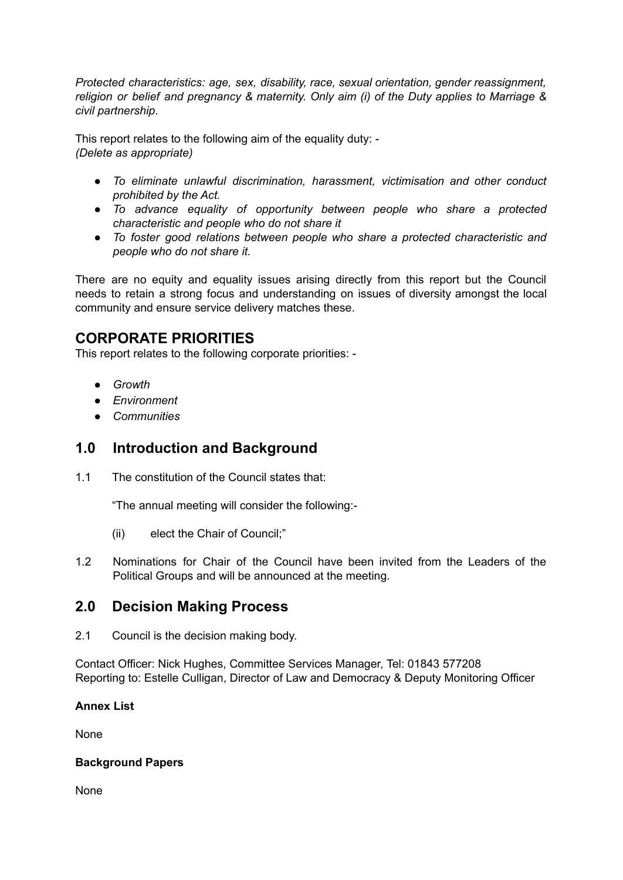*Protected characteristics: age, sex, disability, race, sexual orientation, gender reassignment, religion or belief and pregnancy & maternity. Only aim (i) of the Duty applies to Marriage & civil partnership*.

This report relates to the following aim of the equality duty: -
*(Delete as appropriate)*

- *To eliminate unlawful discrimination, harassment, victimisation and other conduct prohibited by the Act.*
- *To advance equality of opportunity between people who share a protected characteristic and people who do not share it*
- *To foster good relations between people who share a protected characteristic and people who do not share it.*

There are no equity and equality issues arising directly from this report but the Council needs to retain a strong focus and understanding on issues of diversity amongst the local community and ensure service delivery matches these.

## CORPORATE PRIORITIES

This report relates to the following corporate priorities: -

- *Growth*
- *Environment*
- *Communities*

## 1.0 Introduction and Background

1.1 The constitution of the Council states that:

"The annual meeting will consider the following:-

(ii) elect the Chair of Council;"

1.2 Nominations for Chair of the Council have been invited from the Leaders of the Political Groups and will be announced at the meeting.

## 2.0 Decision Making Process

2.1 Council is the decision making body.

Contact Officer: Nick Hughes, Committee Services Manager, Tel: 01843 577208
Reporting to: Estelle Culligan, Director of Law and Democracy & Deputy Monitoring Officer

**Annex List**

None

**Background Papers**

None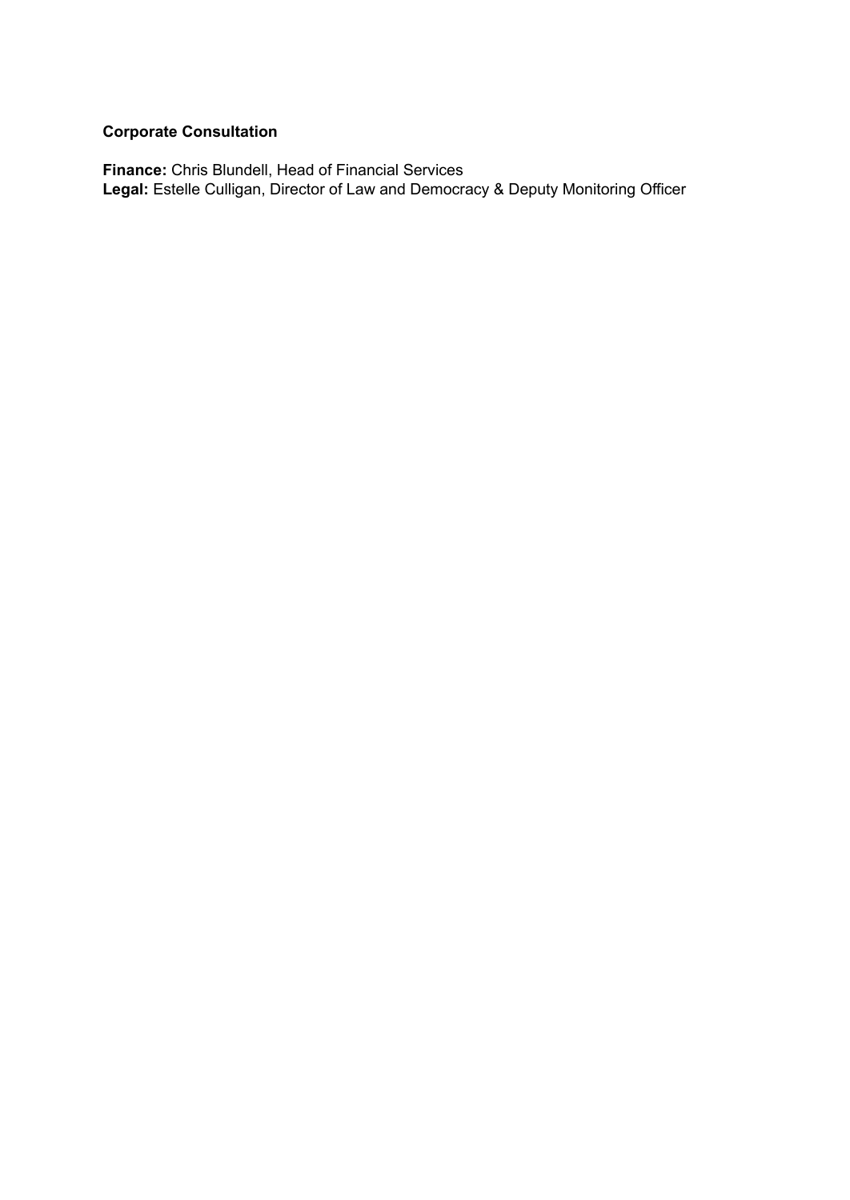**Corporate Consultation**

**Finance:** Chris Blundell, Head of Financial Services
**Legal:** Estelle Culligan, Director of Law and Democracy & Deputy Monitoring Officer